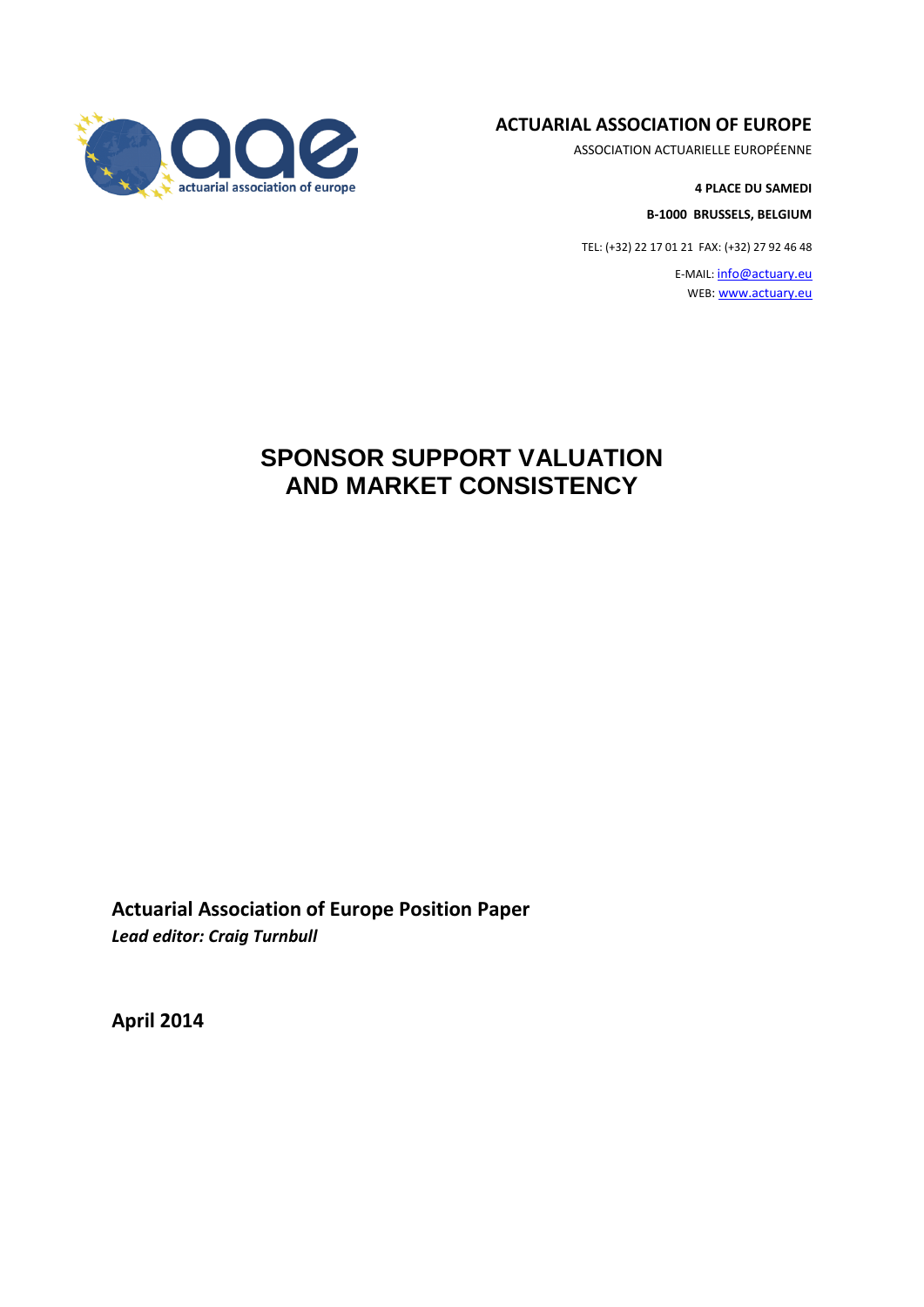**ACTUARIAL ASSOCIATION OF EUROPE**

ASSOCIATION ACTUARIELLE EUROPÉENNE

**4 PLACE DU SAMEDI**

**B-1000 BRUSSELS, BELGIUM**

TEL: (+32) 22 17 01 21 FAX: (+32) 27 92 46 48

E-MAIL: info@actuary.eu

WEB: www.actuary.eu

# SPONSOR SUPPORT VALUATION AND MARKET CONSISTENCY

**Actuarial Association of Europe Position Paper**

***Lead editor: Craig Turnbull***

**April 2014**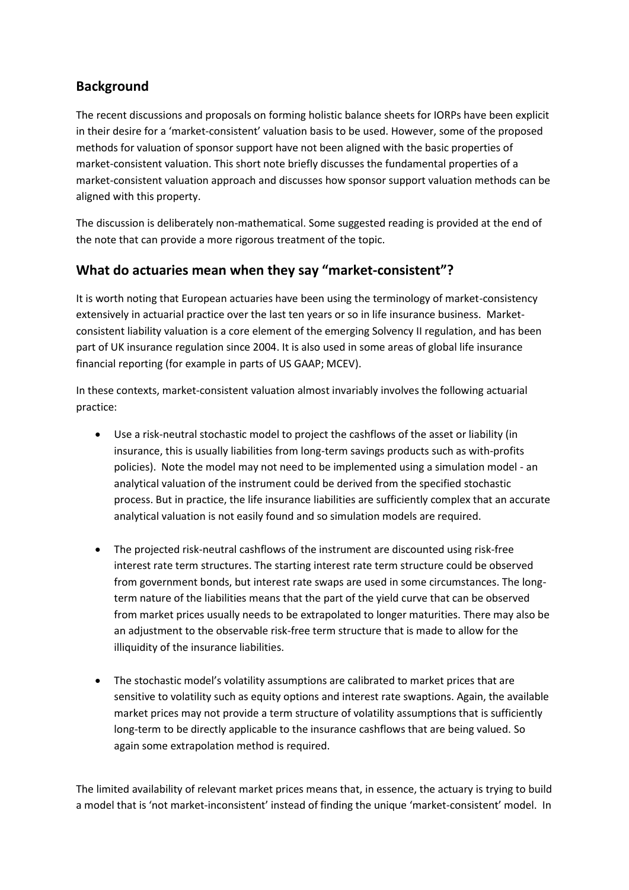## Background

The recent discussions and proposals on forming holistic balance sheets for IORPs have been explicit in their desire for a 'market-consistent' valuation basis to be used. However, some of the proposed methods for valuation of sponsor support have not been aligned with the basic properties of market-consistent valuation. This short note briefly discusses the fundamental properties of a market-consistent valuation approach and discusses how sponsor support valuation methods can be aligned with this property.

The discussion is deliberately non-mathematical. Some suggested reading is provided at the end of the note that can provide a more rigorous treatment of the topic.

## What do actuaries mean when they say "market-consistent"?

It is worth noting that European actuaries have been using the terminology of market-consistency extensively in actuarial practice over the last ten years or so in life insurance business. Market-consistent liability valuation is a core element of the emerging Solvency II regulation, and has been part of UK insurance regulation since 2004. It is also used in some areas of global life insurance financial reporting (for example in parts of US GAAP; MCEV).

In these contexts, market-consistent valuation almost invariably involves the following actuarial practice:

- Use a risk-neutral stochastic model to project the cashflows of the asset or liability (in insurance, this is usually liabilities from long-term savings products such as with-profits policies). Note the model may not need to be implemented using a simulation model - an analytical valuation of the instrument could be derived from the specified stochastic process. But in practice, the life insurance liabilities are sufficiently complex that an accurate analytical valuation is not easily found and so simulation models are required.

- The projected risk-neutral cashflows of the instrument are discounted using risk-free interest rate term structures. The starting interest rate term structure could be observed from government bonds, but interest rate swaps are used in some circumstances. The long-term nature of the liabilities means that the part of the yield curve that can be observed from market prices usually needs to be extrapolated to longer maturities. There may also be an adjustment to the observable risk-free term structure that is made to allow for the illiquidity of the insurance liabilities.

- The stochastic model's volatility assumptions are calibrated to market prices that are sensitive to volatility such as equity options and interest rate swaptions. Again, the available market prices may not provide a term structure of volatility assumptions that is sufficiently long-term to be directly applicable to the insurance cashflows that are being valued. So again some extrapolation method is required.

The limited availability of relevant market prices means that, in essence, the actuary is trying to build a model that is 'not market-inconsistent' instead of finding the unique 'market-consistent' model. In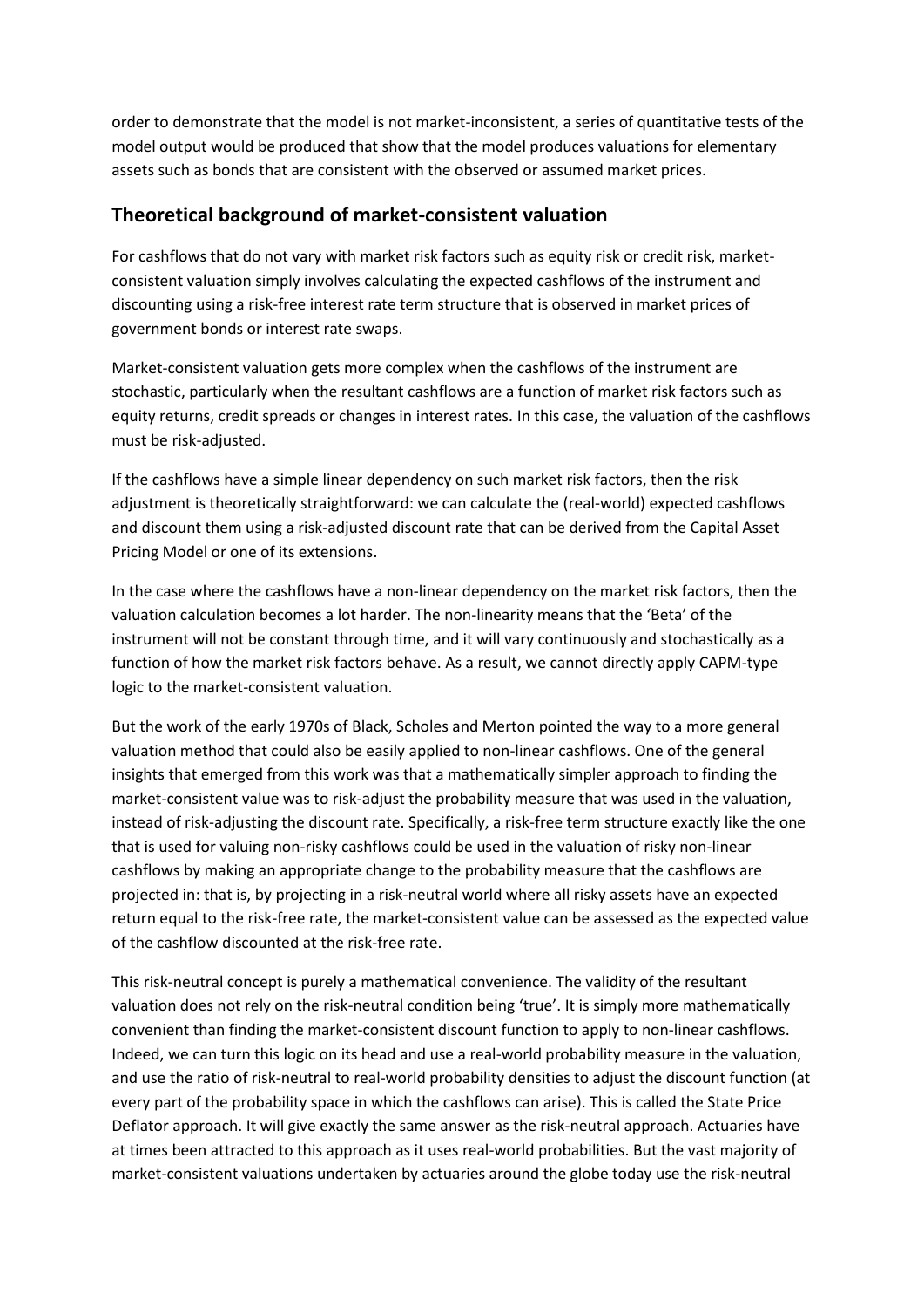order to demonstrate that the model is not market-inconsistent, a series of quantitative tests of the model output would be produced that show that the model produces valuations for elementary assets such as bonds that are consistent with the observed or assumed market prices.

## Theoretical background of market-consistent valuation

For cashflows that do not vary with market risk factors such as equity risk or credit risk, market-consistent valuation simply involves calculating the expected cashflows of the instrument and discounting using a risk-free interest rate term structure that is observed in market prices of government bonds or interest rate swaps.

Market-consistent valuation gets more complex when the cashflows of the instrument are stochastic, particularly when the resultant cashflows are a function of market risk factors such as equity returns, credit spreads or changes in interest rates. In this case, the valuation of the cashflows must be risk-adjusted.

If the cashflows have a simple linear dependency on such market risk factors, then the risk adjustment is theoretically straightforward: we can calculate the (real-world) expected cashflows and discount them using a risk-adjusted discount rate that can be derived from the Capital Asset Pricing Model or one of its extensions.

In the case where the cashflows have a non-linear dependency on the market risk factors, then the valuation calculation becomes a lot harder. The non-linearity means that the 'Beta' of the instrument will not be constant through time, and it will vary continuously and stochastically as a function of how the market risk factors behave. As a result, we cannot directly apply CAPM-type logic to the market-consistent valuation.

But the work of the early 1970s of Black, Scholes and Merton pointed the way to a more general valuation method that could also be easily applied to non-linear cashflows. One of the general insights that emerged from this work was that a mathematically simpler approach to finding the market-consistent value was to risk-adjust the probability measure that was used in the valuation, instead of risk-adjusting the discount rate. Specifically, a risk-free term structure exactly like the one that is used for valuing non-risky cashflows could be used in the valuation of risky non-linear cashflows by making an appropriate change to the probability measure that the cashflows are projected in: that is, by projecting in a risk-neutral world where all risky assets have an expected return equal to the risk-free rate, the market-consistent value can be assessed as the expected value of the cashflow discounted at the risk-free rate.

This risk-neutral concept is purely a mathematical convenience. The validity of the resultant valuation does not rely on the risk-neutral condition being 'true'. It is simply more mathematically convenient than finding the market-consistent discount function to apply to non-linear cashflows. Indeed, we can turn this logic on its head and use a real-world probability measure in the valuation, and use the ratio of risk-neutral to real-world probability densities to adjust the discount function (at every part of the probability space in which the cashflows can arise). This is called the State Price Deflator approach. It will give exactly the same answer as the risk-neutral approach. Actuaries have at times been attracted to this approach as it uses real-world probabilities. But the vast majority of market-consistent valuations undertaken by actuaries around the globe today use the risk-neutral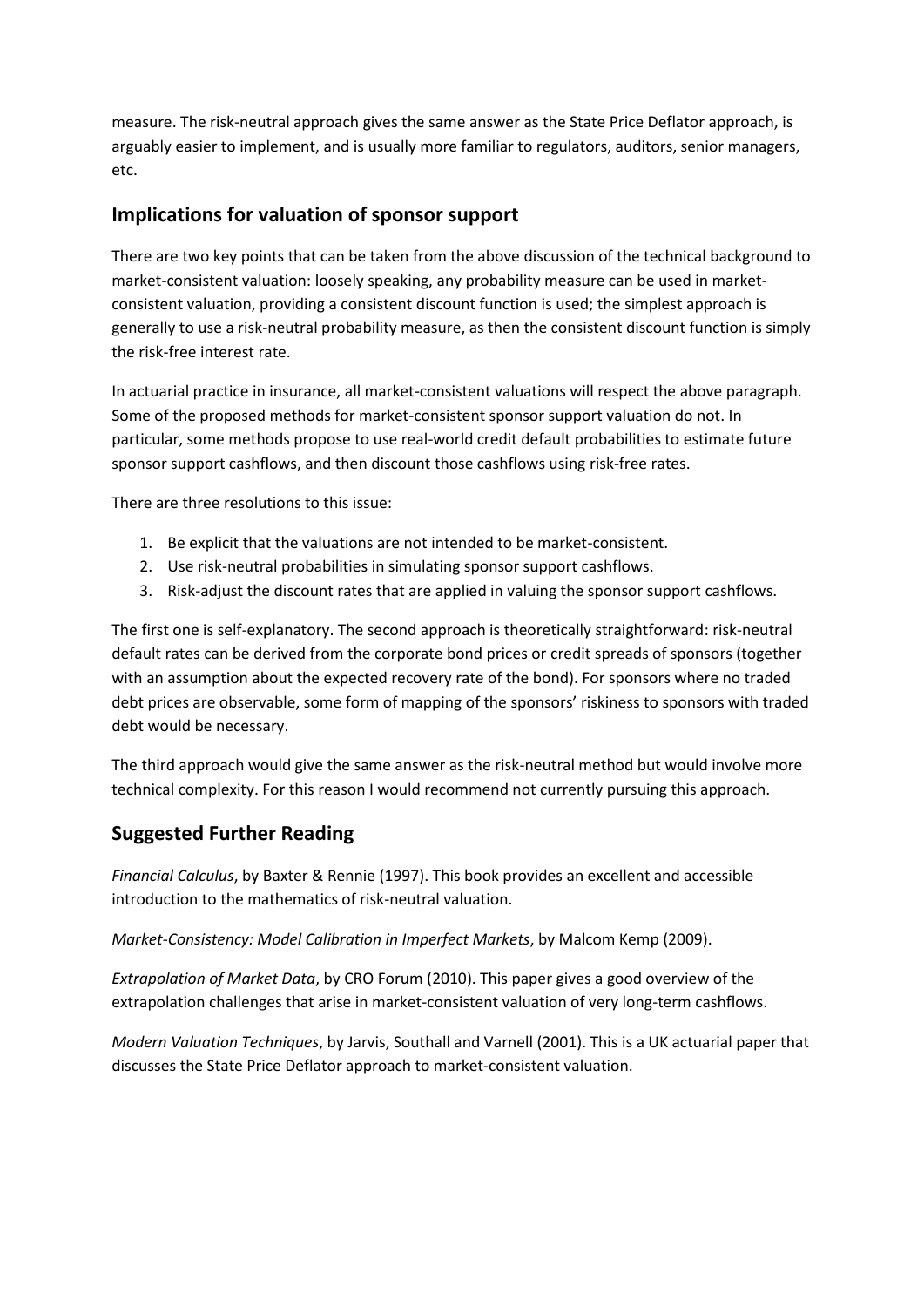measure. The risk-neutral approach gives the same answer as the State Price Deflator approach, is arguably easier to implement, and is usually more familiar to regulators, auditors, senior managers, etc.

## Implications for valuation of sponsor support

There are two key points that can be taken from the above discussion of the technical background to market-consistent valuation: loosely speaking, any probability measure can be used in market-consistent valuation, providing a consistent discount function is used; the simplest approach is generally to use a risk-neutral probability measure, as then the consistent discount function is simply the risk-free interest rate.

In actuarial practice in insurance, all market-consistent valuations will respect the above paragraph. Some of the proposed methods for market-consistent sponsor support valuation do not. In particular, some methods propose to use real-world credit default probabilities to estimate future sponsor support cashflows, and then discount those cashflows using risk-free rates.

There are three resolutions to this issue:

1. Be explicit that the valuations are not intended to be market-consistent.
2. Use risk-neutral probabilities in simulating sponsor support cashflows.
3. Risk-adjust the discount rates that are applied in valuing the sponsor support cashflows.

The first one is self-explanatory. The second approach is theoretically straightforward: risk-neutral default rates can be derived from the corporate bond prices or credit spreads of sponsors (together with an assumption about the expected recovery rate of the bond). For sponsors where no traded debt prices are observable, some form of mapping of the sponsors' riskiness to sponsors with traded debt would be necessary.

The third approach would give the same answer as the risk-neutral method but would involve more technical complexity. For this reason I would recommend not currently pursuing this approach.

## Suggested Further Reading

*Financial Calculus*, by Baxter & Rennie (1997). This book provides an excellent and accessible introduction to the mathematics of risk-neutral valuation.

*Market-Consistency: Model Calibration in Imperfect Markets*, by Malcom Kemp (2009).

*Extrapolation of Market Data*, by CRO Forum (2010). This paper gives a good overview of the extrapolation challenges that arise in market-consistent valuation of very long-term cashflows.

*Modern Valuation Techniques*, by Jarvis, Southall and Varnell (2001). This is a UK actuarial paper that discusses the State Price Deflator approach to market-consistent valuation.